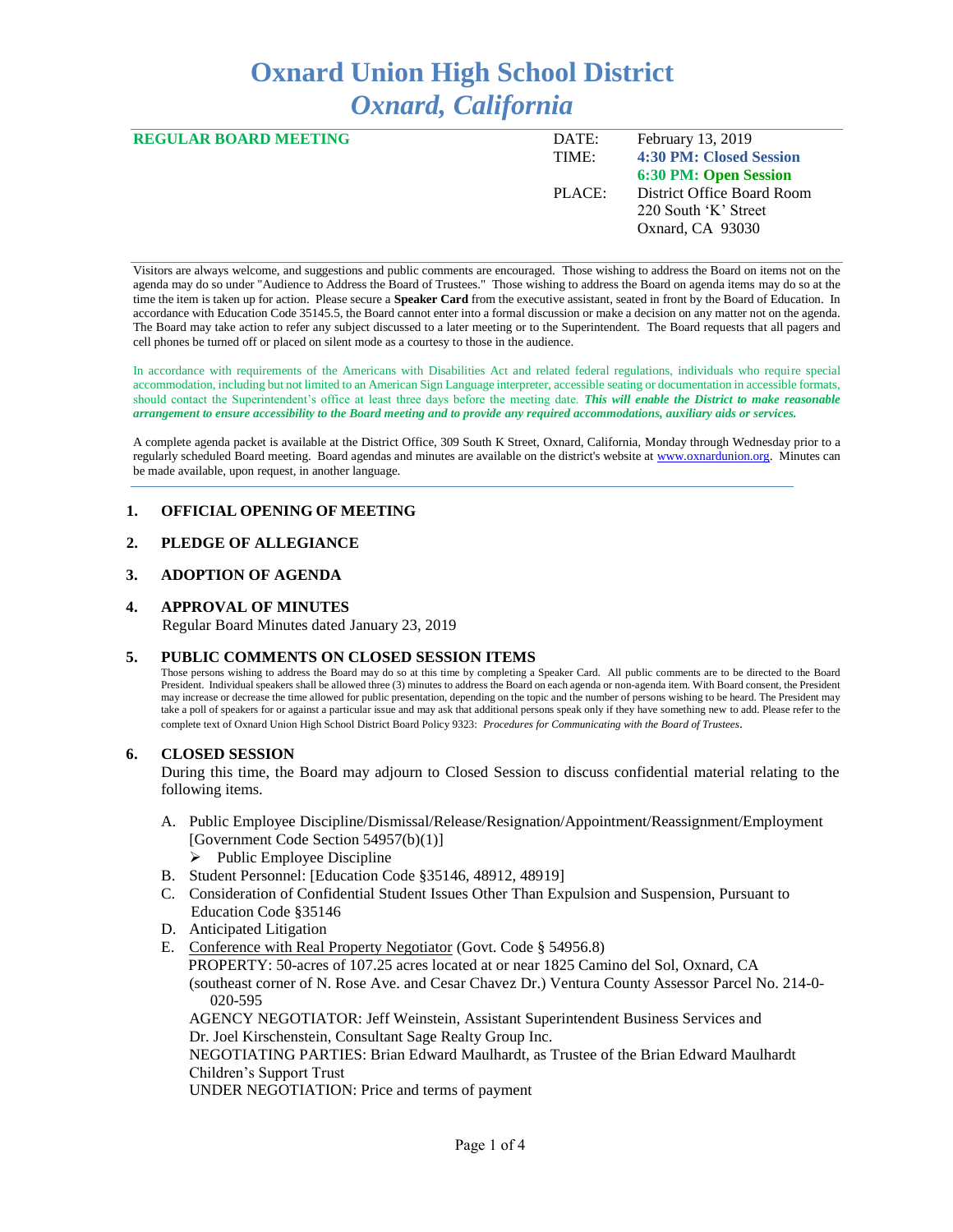# Oxnard Union High School District
## *Oxnard, California*

**REGULAR BOARD MEETING**

DATE: February 13, 2019
TIME: **4:30 PM: Closed Session**
**6:30 PM: Open Session**
PLACE: District Office Board Room
220 South 'K' Street
Oxnard, CA 93030

Visitors are always welcome, and suggestions and public comments are encouraged. Those wishing to address the Board on items not on the agenda may do so under "Audience to Address the Board of Trustees." Those wishing to address the Board on agenda items may do so at the time the item is taken up for action. Please secure a **Speaker Card** from the executive assistant, seated in front by the Board of Education. In accordance with Education Code 35145.5, the Board cannot enter into a formal discussion or make a decision on any matter not on the agenda. The Board may take action to refer any subject discussed to a later meeting or to the Superintendent. The Board requests that all pagers and cell phones be turned off or placed on silent mode as a courtesy to those in the audience.

In accordance with requirements of the Americans with Disabilities Act and related federal regulations, individuals who require special accommodation, including but not limited to an American Sign Language interpreter, accessible seating or documentation in accessible formats, should contact the Superintendent's office at least three days before the meeting date. ***This will enable the District to make reasonable arrangement to ensure accessibility to the Board meeting and to provide any required accommodations, auxiliary aids or services.***

A complete agenda packet is available at the District Office, 309 South K Street, Oxnard, California, Monday through Wednesday prior to a regularly scheduled Board meeting. Board agendas and minutes are available on the district's website at www.oxnardunion.org. Minutes can be made available, upon request, in another language.

### 1. OFFICIAL OPENING OF MEETING

### 2. PLEDGE OF ALLEGIANCE

### 3. ADOPTION OF AGENDA

### 4. APPROVAL OF MINUTES

Regular Board Minutes dated January 23, 2019

### 5. PUBLIC COMMENTS ON CLOSED SESSION ITEMS

Those persons wishing to address the Board may do so at this time by completing a Speaker Card. All public comments are to be directed to the Board President. Individual speakers shall be allowed three (3) minutes to address the Board on each agenda or non-agenda item. With Board consent, the President may increase or decrease the time allowed for public presentation, depending on the topic and the number of persons wishing to be heard. The President may take a poll of speakers for or against a particular issue and may ask that additional persons speak only if they have something new to add. Please refer to the complete text of Oxnard Union High School District Board Policy 9323: *Procedures for Communicating with the Board of Trustees*.

### 6. CLOSED SESSION

During this time, the Board may adjourn to Closed Session to discuss confidential material relating to the following items.

A. Public Employee Discipline/Dismissal/Release/Resignation/Appointment/Reassignment/Employment [Government Code Section 54957(b)(1)]
   - Public Employee Discipline

B. Student Personnel: [Education Code §35146, 48912, 48919]

C. Consideration of Confidential Student Issues Other Than Expulsion and Suspension, Pursuant to Education Code §35146

D. Anticipated Litigation

E. Conference with Real Property Negotiator (Govt. Code § 54956.8)
   PROPERTY: 50-acres of 107.25 acres located at or near 1825 Camino del Sol, Oxnard, CA (southeast corner of N. Rose Ave. and Cesar Chavez Dr.) Ventura County Assessor Parcel No. 214-0-020-595
   AGENCY NEGOTIATOR: Jeff Weinstein, Assistant Superintendent Business Services and Dr. Joel Kirschenstein, Consultant Sage Realty Group Inc.
   NEGOTIATING PARTIES: Brian Edward Maulhardt, as Trustee of the Brian Edward Maulhardt Children's Support Trust
   UNDER NEGOTIATION: Price and terms of payment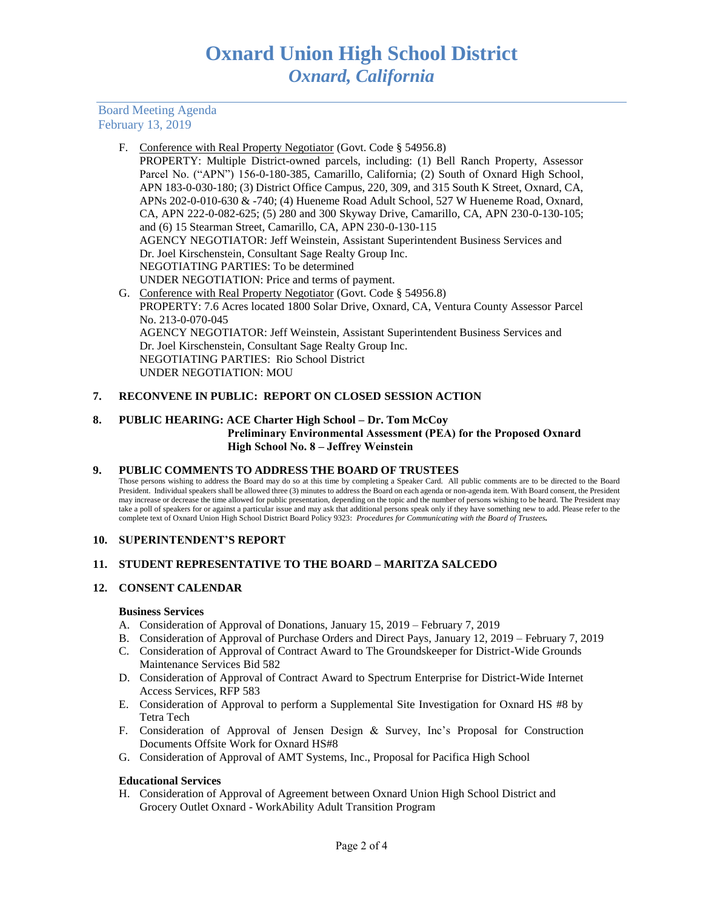F. <u>Conference with Real Property Negotiator</u> (Govt. Code § 54956.8)
PROPERTY: Multiple District-owned parcels, including: (1) Bell Ranch Property, Assessor Parcel No. ("APN") 156-0-180-385, Camarillo, California; (2) South of Oxnard High School, APN 183-0-030-180; (3) District Office Campus, 220, 309, and 315 South K Street, Oxnard, CA, APNs 202-0-010-630 & -740; (4) Hueneme Road Adult School, 527 W Hueneme Road, Oxnard, CA, APN 222-0-082-625; (5) 280 and 300 Skyway Drive, Camarillo, CA, APN 230-0-130-105; and (6) 15 Stearman Street, Camarillo, CA, APN 230-0-130-115
AGENCY NEGOTIATOR: Jeff Weinstein, Assistant Superintendent Business Services and Dr. Joel Kirschenstein, Consultant Sage Realty Group Inc.
NEGOTIATING PARTIES: To be determined
UNDER NEGOTIATION: Price and terms of payment.

G. <u>Conference with Real Property Negotiator</u> (Govt. Code § 54956.8)
PROPERTY: 7.6 Acres located 1800 Solar Drive, Oxnard, CA, Ventura County Assessor Parcel No. 213-0-070-045
AGENCY NEGOTIATOR: Jeff Weinstein, Assistant Superintendent Business Services and Dr. Joel Kirschenstein, Consultant Sage Realty Group Inc.
NEGOTIATING PARTIES: Rio School District
UNDER NEGOTIATION: MOU

## 7. RECONVENE IN PUBLIC: REPORT ON CLOSED SESSION ACTION

## 8. PUBLIC HEARING: ACE Charter High School – Dr. Tom McCoy
**Preliminary Environmental Assessment (PEA) for the Proposed Oxnard High School No. 8 – Jeffrey Weinstein**

## 9. PUBLIC COMMENTS TO ADDRESS THE BOARD OF TRUSTEES

Those persons wishing to address the Board may do so at this time by completing a Speaker Card. All public comments are to be directed to the Board President. Individual speakers shall be allowed three (3) minutes to address the Board on each agenda or non-agenda item. With Board consent, the President may increase or decrease the time allowed for public presentation, depending on the topic and the number of persons wishing to be heard. The President may take a poll of speakers for or against a particular issue and may ask that additional persons speak only if they have something new to add. Please refer to the complete text of Oxnard Union High School District Board Policy 9323: ***Procedures for Communicating with the Board of Trustees.***

## 10. SUPERINTENDENT'S REPORT

## 11. STUDENT REPRESENTATIVE TO THE BOARD – MARITZA SALCEDO

## 12. CONSENT CALENDAR

**Business Services**

A. Consideration of Approval of Donations, January 15, 2019 – February 7, 2019
B. Consideration of Approval of Purchase Orders and Direct Pays, January 12, 2019 – February 7, 2019
C. Consideration of Approval of Contract Award to The Groundskeeper for District-Wide Grounds Maintenance Services Bid 582
D. Consideration of Approval of Contract Award to Spectrum Enterprise for District-Wide Internet Access Services, RFP 583
E. Consideration of Approval to perform a Supplemental Site Investigation for Oxnard HS #8 by Tetra Tech
F. Consideration of Approval of Jensen Design & Survey, Inc's Proposal for Construction Documents Offsite Work for Oxnard HS#8
G. Consideration of Approval of AMT Systems, Inc., Proposal for Pacifica High School

**Educational Services**

H. Consideration of Approval of Agreement between Oxnard Union High School District and Grocery Outlet Oxnard - WorkAbility Adult Transition Program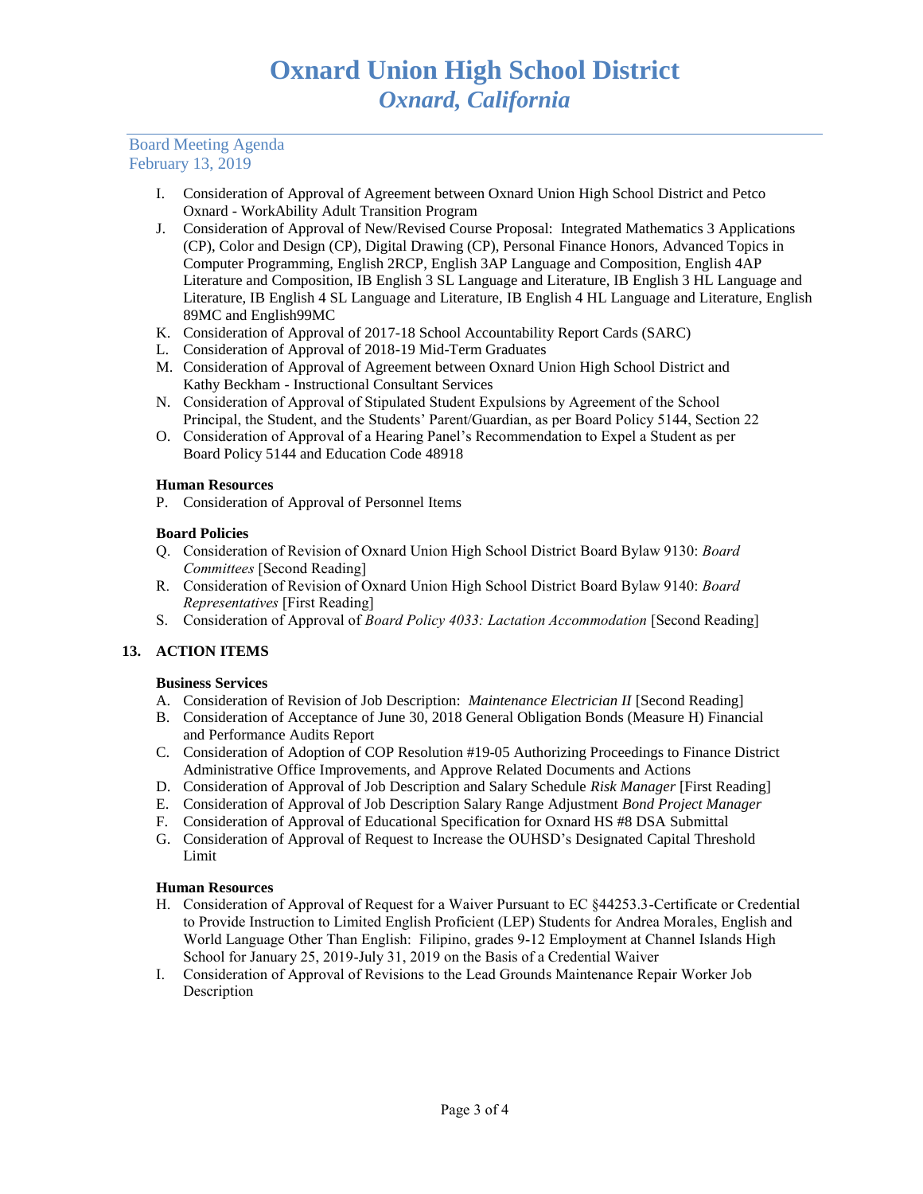# Oxnard Union High School District
## *Oxnard, California*

Board Meeting Agenda
February 13, 2019

I. Consideration of Approval of Agreement between Oxnard Union High School District and Petco Oxnard - WorkAbility Adult Transition Program

J. Consideration of Approval of New/Revised Course Proposal: Integrated Mathematics 3 Applications (CP), Color and Design (CP), Digital Drawing (CP), Personal Finance Honors, Advanced Topics in Computer Programming, English 2RCP, English 3AP Language and Composition, English 4AP Literature and Composition, IB English 3 SL Language and Literature, IB English 3 HL Language and Literature, IB English 4 SL Language and Literature, IB English 4 HL Language and Literature, English 89MC and English99MC

K. Consideration of Approval of 2017-18 School Accountability Report Cards (SARC)

L. Consideration of Approval of 2018-19 Mid-Term Graduates

M. Consideration of Approval of Agreement between Oxnard Union High School District and Kathy Beckham - Instructional Consultant Services

N. Consideration of Approval of Stipulated Student Expulsions by Agreement of the School Principal, the Student, and the Students' Parent/Guardian, as per Board Policy 5144, Section 22

O. Consideration of Approval of a Hearing Panel's Recommendation to Expel a Student as per Board Policy 5144 and Education Code 48918

**Human Resources**

P. Consideration of Approval of Personnel Items

**Board Policies**

Q. Consideration of Revision of Oxnard Union High School District Board Bylaw 9130: *Board Committees* [Second Reading]

R. Consideration of Revision of Oxnard Union High School District Board Bylaw 9140: *Board Representatives* [First Reading]

S. Consideration of Approval of *Board Policy 4033: Lactation Accommodation* [Second Reading]

## 13. ACTION ITEMS

**Business Services**

A. Consideration of Revision of Job Description: *Maintenance Electrician II* [Second Reading]

B. Consideration of Acceptance of June 30, 2018 General Obligation Bonds (Measure H) Financial and Performance Audits Report

C. Consideration of Adoption of COP Resolution #19-05 Authorizing Proceedings to Finance District Administrative Office Improvements, and Approve Related Documents and Actions

D. Consideration of Approval of Job Description and Salary Schedule *Risk Manager* [First Reading]

E. Consideration of Approval of Job Description Salary Range Adjustment *Bond Project Manager*

F. Consideration of Approval of Educational Specification for Oxnard HS #8 DSA Submittal

G. Consideration of Approval of Request to Increase the OUHSD's Designated Capital Threshold Limit

**Human Resources**

H. Consideration of Approval of Request for a Waiver Pursuant to EC §44253.3-Certificate or Credential to Provide Instruction to Limited English Proficient (LEP) Students for Andrea Morales, English and World Language Other Than English: Filipino, grades 9-12 Employment at Channel Islands High School for January 25, 2019-July 31, 2019 on the Basis of a Credential Waiver

I. Consideration of Approval of Revisions to the Lead Grounds Maintenance Repair Worker Job Description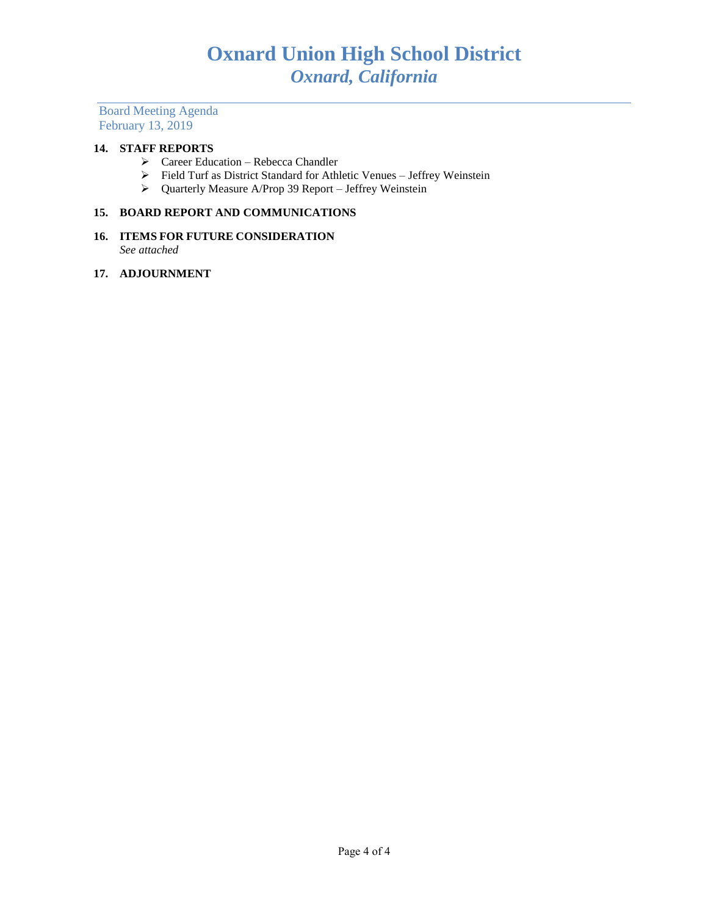14. **STAFF REPORTS**
    - Career Education – Rebecca Chandler
    - Field Turf as District Standard for Athletic Venues – Jeffrey Weinstein
    - Quarterly Measure A/Prop 39 Report – Jeffrey Weinstein

15. **BOARD REPORT AND COMMUNICATIONS**

16. **ITEMS FOR FUTURE CONSIDERATION**
    *See attached*

17. **ADJOURNMENT**